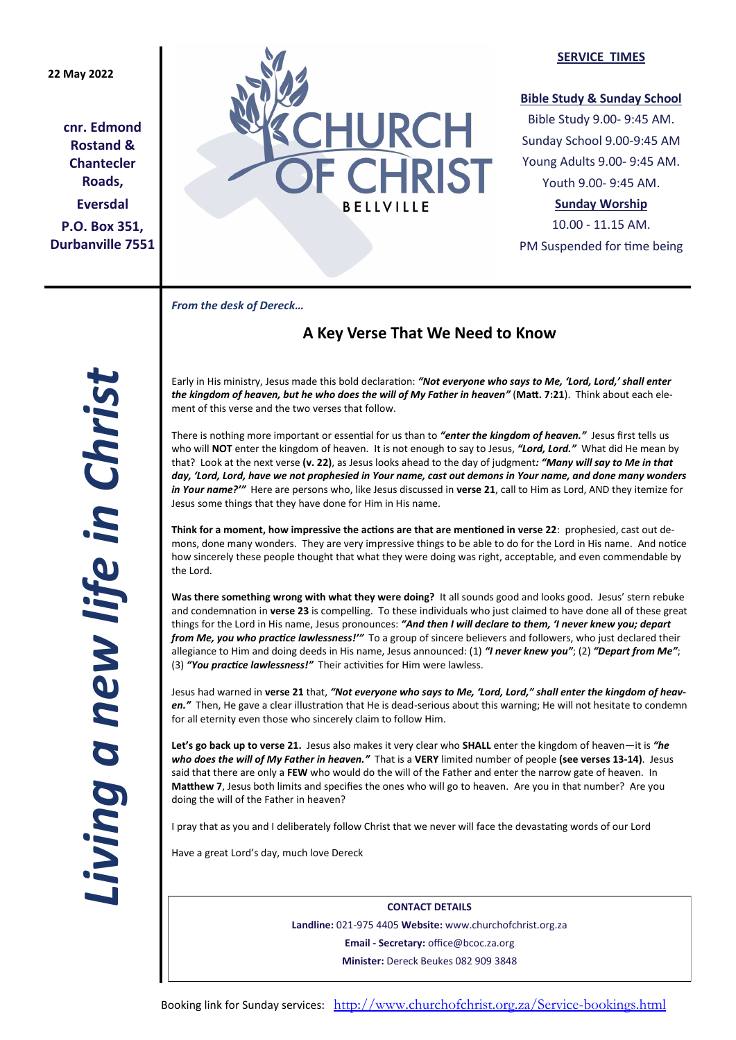22 May 2022

**cnr. Edmond Rostand & Chantecler Roads,**
**Eversdal**
**P.O. Box 351, Durbanville 7551**

# CHURCH OF CHRIST
BELLVILLE

**SERVICE TIMES**

**Bible Study & Sunday School**
Bible Study 9.00- 9:45 AM.
Sunday School 9.00-9:45 AM
Young Adults 9.00- 9:45 AM.
Youth 9.00- 9:45 AM.

**Sunday Worship**
10.00 - 11.15 AM.
PM Suspended for time being

***Living a new life in Christ***

***From the desk of Dereck…***

## A Key Verse That We Need to Know

Early in His ministry, Jesus made this bold declaration: ***"Not everyone who says to Me, 'Lord, Lord,' shall enter the kingdom of heaven, but he who does the will of My Father in heaven"*** (**Matt. 7:21**). Think about each element of this verse and the two verses that follow.

There is nothing more important or essential for us than to ***"enter the kingdom of heaven."*** Jesus first tells us who will **NOT** enter the kingdom of heaven. It is not enough to say to Jesus, ***"Lord, Lord."*** What did He mean by that? Look at the next verse **(v. 22)**, as Jesus looks ahead to the day of judgment***: "Many will say to Me in that day, 'Lord, Lord, have we not prophesied in Your name, cast out demons in Your name, and done many wonders in Your name?'"*** Here are persons who, like Jesus discussed in **verse 21**, call to Him as Lord, AND they itemize for Jesus some things that they have done for Him in His name.

**Think for a moment, how impressive the actions are that are mentioned in verse 22**: prophesied, cast out demons, done many wonders. They are very impressive things to be able to do for the Lord in His name. And notice how sincerely these people thought that what they were doing was right, acceptable, and even commendable by the Lord.

**Was there something wrong with what they were doing?** It all sounds good and looks good. Jesus' stern rebuke and condemnation in **verse 23** is compelling. To these individuals who just claimed to have done all of these great things for the Lord in His name, Jesus pronounces: ***"And then I will declare to them, 'I never knew you; depart from Me, you who practice lawlessness!'"*** To a group of sincere believers and followers, who just declared their allegiance to Him and doing deeds in His name, Jesus announced: (1) ***"I never knew you"***; (2) ***"Depart from Me"***; (3) ***"You practice lawlessness!"*** Their activities for Him were lawless.

Jesus had warned in **verse 21** that, ***"Not everyone who says to Me, 'Lord, Lord," shall enter the kingdom of heaven."*** Then, He gave a clear illustration that He is dead-serious about this warning; He will not hesitate to condemn for all eternity even those who sincerely claim to follow Him.

**Let's go back up to verse 21.** Jesus also makes it very clear who **SHALL** enter the kingdom of heaven—it is ***"he who does the will of My Father in heaven."*** That is a **VERY** limited number of people **(see verses 13-14)**. Jesus said that there are only a **FEW** who would do the will of the Father and enter the narrow gate of heaven. In **Matthew 7**, Jesus both limits and specifies the ones who will go to heaven. Are you in that number? Are you doing the will of the Father in heaven?

I pray that as you and I deliberately follow Christ that we never will face the devastating words of our Lord

Have a great Lord's day, much love Dereck

**CONTACT DETAILS**
**Landline:** 021-975 4405 **Website:** www.churchofchrist.org.za
**Email - Secretary:** office@bcoc.za.org
**Minister:** Dereck Beukes 082 909 3848

Booking link for Sunday services: http://www.churchofchrist.org.za/Service-bookings.html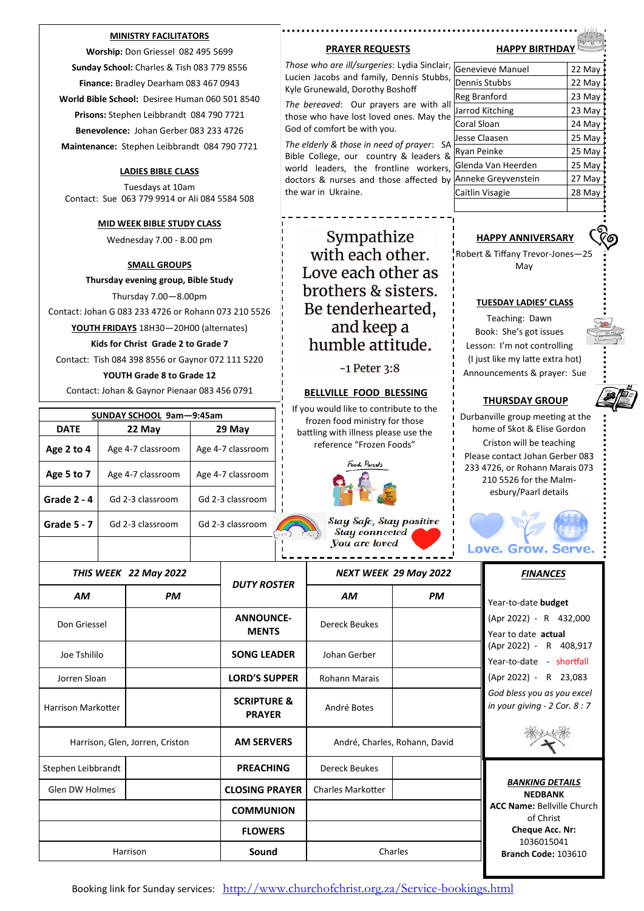## MINISTRY FACILITATORS

**Worship:** Don Griessel 082 495 5699

**Sunday School:** Charles & Tish 083 779 8556

**Finance:** Bradley Dearham 083 467 0943

**World Bible School:** Desiree Human 060 501 8540

**Prisons:** Stephen Leibbrandt 084 790 7721

**Benevolence:** Johan Gerber 083 233 4726

**Maintenance:** Stephen Leibbrandt 084 790 7721

## LADIES BIBLE CLASS

Tuesdays at 10am

Contact: Sue 063 779 9914 or Ali 084 5584 508

## MID WEEK BIBLE STUDY CLASS

Wednesday 7.00 - 8.00 pm

## SMALL GROUPS

**Thursday evening group, Bible Study**

Thursday 7.00—8.00pm

Contact: Johan G 083 233 4726 or Rohann 073 210 5526

**YOUTH FRIDAYS** 18H30—20H00 (alternates)

**Kids for Christ Grade 2 to Grade 7**

Contact: Tish 084 398 8556 or Gaynor 072 111 5220

**YOUTH Grade 8 to Grade 12**

Contact: Johan & Gaynor Pienaar 083 456 0791

| SUNDAY SCHOOL 9am—9:45am | | |
|---|---|---|
| **DATE** | **22 May** | **29 May** |
| **Age 2 to 4** | Age 4-7 classroom | Age 4-7 classroom |
| **Age 5 to 7** | Age 4-7 classroom | Age 4-7 classroom |
| **Grade 2 - 4** | Gd 2-3 classroom | Gd 2-3 classroom |
| **Grade 5 - 7** | Gd 2-3 classroom | Gd 2-3 classroom |

## PRAYER REQUESTS

*Those who are ill/surgeries*: Lydia Sinclair, Lucien Jacobs and family, Dennis Stubbs, Kyle Grunewald, Dorothy Boshoff

*The bereaved*: Our prayers are with all those who have lost loved ones. May the God of comfort be with you.

*The elderly & those in need of prayer*: SA Bible College, our country & leaders & world leaders, the frontline workers, doctors & nurses and those affected by the war in Ukraine.

## HAPPY BIRTHDAY

| | |
|---|---|
| Genevieve Manuel | 22 May |
| Dennis Stubbs | 22 May |
| Reg Branford | 23 May |
| Jarrod Kitching | 23 May |
| Coral Sloan | 24 May |
| Jesse Claasen | 25 May |
| Ryan Peinke | 25 May |
| Glenda Van Heerden | 25 May |
| Anneke Greyvenstein | 27 May |
| Caitlin Visagie | 28 May |

Sympathize with each other. Love each other as brothers & sisters. Be tenderhearted, and keep a humble attitude.

-1 Peter 3:8

## BELLVILLE FOOD BLESSING

If you would like to contribute to the frozen food ministry for those battling with illness please use the reference "Frozen Foods"

Food Parcels

Stay Safe, Stay positive
Stay connected
You are loved

## HAPPY ANNIVERSARY

Robert & Tiffany Trevor-Jones—25 May

## TUESDAY LADIES' CLASS

Teaching: Dawn

Book: She's got issues

Lesson: I'm not controlling

(I just like my latte extra hot)

Announcements & prayer: Sue

## THURSDAY GROUP

Durbanville group meeting at the home of Skot & Elise Gordon

Criston will be teaching

Please contact Johan Gerber 083 233 4726, or Rohann Marais 073 210 5526 for the Malmesbury/Paarl details

Love. Grow. Serve.

| *THIS WEEK 22 May 2022* | | *DUTY ROSTER* | *NEXT WEEK 29 May 2022* | |
|---|---|---|---|---|
| ***AM*** | ***PM*** | | ***AM*** | ***PM*** |
| Don Griessel | | **ANNOUNCE-MENTS** | Dereck Beukes | |
| Joe Tshililo | | **SONG LEADER** | Johan Gerber | |
| Jorren Sloan | | **LORD'S SUPPER** | Rohann Marais | |
| Harrison Markotter | | **SCRIPTURE & PRAYER** | André Botes | |
| Harrison, Glen, Jorren, Criston | | **AM SERVERS** | André, Charles, Rohann, David | |
| Stephen Leibbrandt | | **PREACHING** | Dereck Beukes | |
| Glen DW Holmes | | **CLOSING PRAYER** | Charles Markotter | |
| | | **COMMUNION** | | |
| | | **FLOWERS** | | |
| Harrison | | **Sound** | Charles | |

## *FINANCES*

Year-to-date **budget**
(Apr 2022) - R 432,000

Year to date **actual**
(Apr 2022) - R 408,917

Year-to-date - shortfall
(Apr 2022) - R 23,083

*God bless you as you excel in your giving - 2 Cor. 8 : 7*

## *BANKING DETAILS*

**NEDBANK**

**ACC Name:** Bellville Church of Christ

**Cheque Acc. Nr:** 1036015041

**Branch Code:** 103610

Booking link for Sunday services: http://www.churchofchrist.org.za/Service-bookings.html